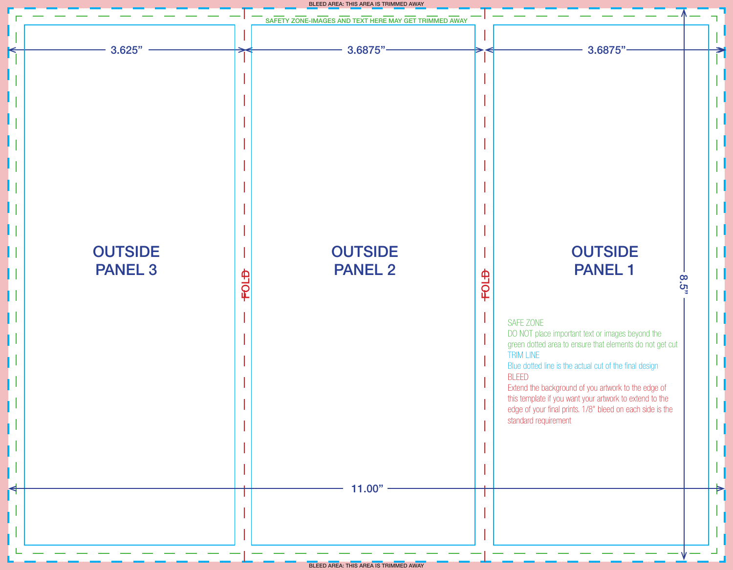BLEED AREA: THIS AREA IS TRIMMED AWAY

SAFETY ZONE-IMAGES AND TEXT HERE MAY GET TRIMMED AWAY

3.625”

3.6875”

3.6875”

OUTSIDE
PANEL 3

FOLD

OUTSIDE
PANEL 2

FOLD

OUTSIDE
PANEL 1

8.5”

SAFE ZONE
DO NOT place important text or images beyond the green dotted area to ensure that elements do not get cut

TRIM LINE
Blue dotted line is the actual cut of the final design

BLEED
Extend the background of you artwork to the edge of this template if you want your artwork to extend to the edge of your final prints. 1/8" bleed on each side is the standard requirement

11.00”

BLEED AREA: THIS AREA IS TRIMMED AWAY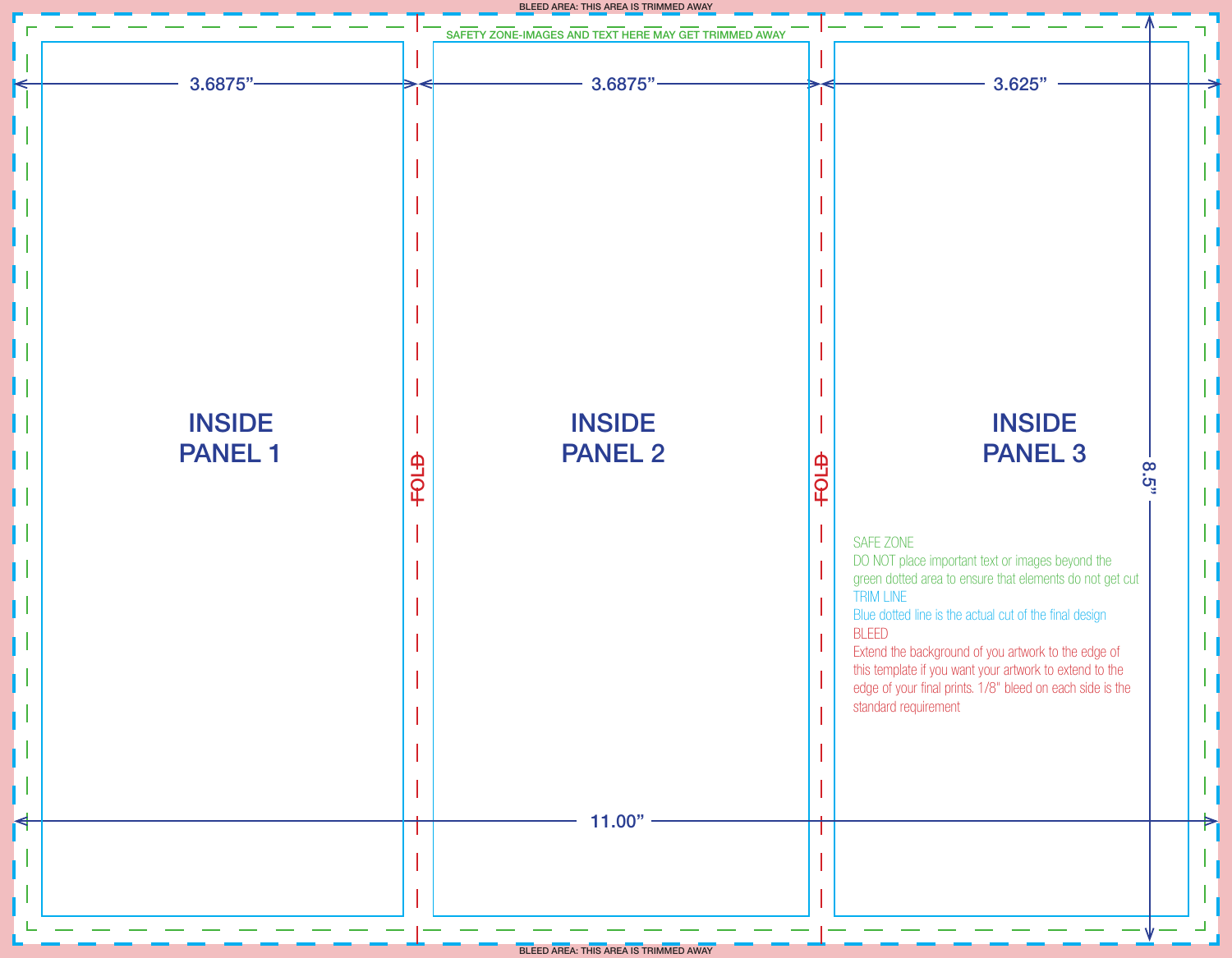BLEED AREA: THIS AREA IS TRIMMED AWAY

SAFETY ZONE-IMAGES AND TEXT HERE MAY GET TRIMMED AWAY

3.6875”

3.6875”

3.625”

INSIDE
PANEL 1

FOLD

INSIDE
PANEL 2

FOLD

INSIDE
PANEL 3

8.5”

SAFE ZONE
DO NOT place important text or images beyond the green dotted area to ensure that elements do not get cut

TRIM LINE
Blue dotted line is the actual cut of the final design

BLEED
Extend the background of you artwork to the edge of this template if you want your artwork to extend to the edge of your final prints. 1/8" bleed on each side is the standard requirement

11.00”

BLEED AREA: THIS AREA IS TRIMMED AWAY